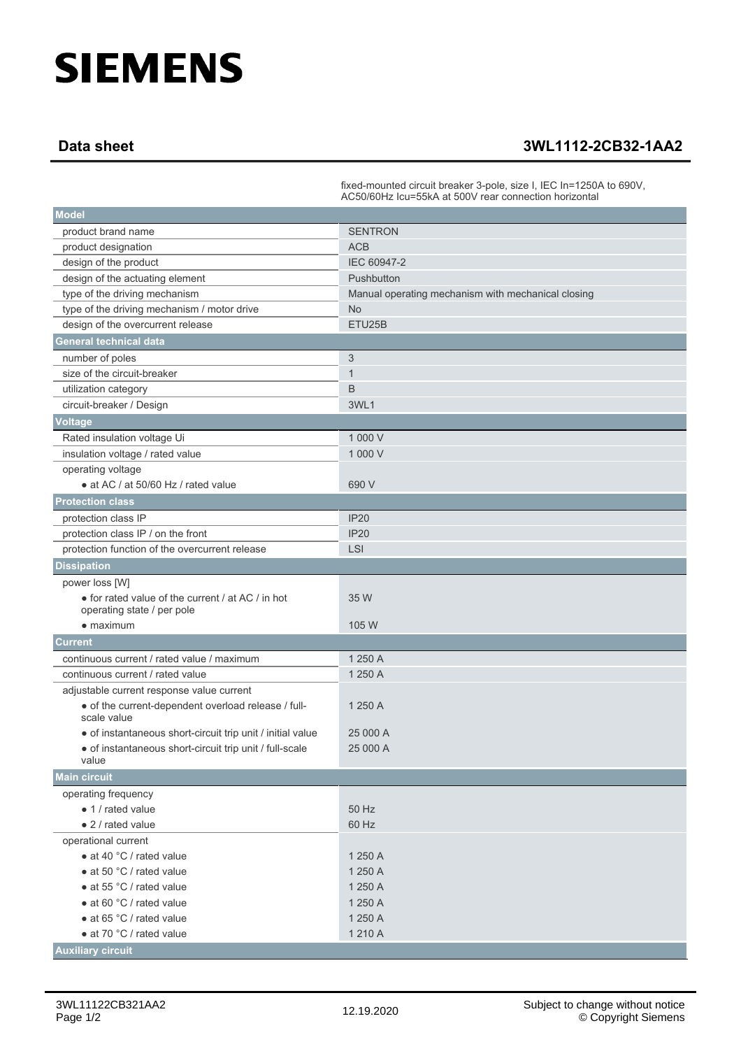# SIEMENS

## Data sheet 3WL1112-2CB32-1AA2

fixed-mounted circuit breaker 3-pole, size I, IEC In=1250A to 690V, AC50/60Hz Icu=55kA at 500V rear connection horizontal

| Model | |
|---|---|
| product brand name | SENTRON |
| product designation | ACB |
| design of the product | IEC 60947-2 |
| design of the actuating element | Pushbutton |
| type of the driving mechanism | Manual operating mechanism with mechanical closing |
| type of the driving mechanism / motor drive | No |
| design of the overcurrent release | ETU25B |
| **General technical data** | |
| number of poles | 3 |
| size of the circuit-breaker | 1 |
| utilization category | B |
| circuit-breaker / Design | 3WL1 |
| **Voltage** | |
| Rated insulation voltage Ui | 1 000 V |
| insulation voltage / rated value | 1 000 V |
| operating voltage | |
| • at AC / at 50/60 Hz / rated value | 690 V |
| **Protection class** | |
| protection class IP | IP20 |
| protection class IP / on the front | IP20 |
| protection function of the overcurrent release | LSI |
| **Dissipation** | |
| power loss [W] | |
| • for rated value of the current / at AC / in hot operating state / per pole | 35 W |
| • maximum | 105 W |
| **Current** | |
| continuous current / rated value / maximum | 1 250 A |
| continuous current / rated value | 1 250 A |
| adjustable current response value current | |
| • of the current-dependent overload release / full-scale value | 1 250 A |
| • of instantaneous short-circuit trip unit / initial value | 25 000 A |
| • of instantaneous short-circuit trip unit / full-scale value | 25 000 A |
| **Main circuit** | |
| operating frequency | |
| • 1 / rated value | 50 Hz |
| • 2 / rated value | 60 Hz |
| operational current | |
| • at 40 °C / rated value | 1 250 A |
| • at 50 °C / rated value | 1 250 A |
| • at 55 °C / rated value | 1 250 A |
| • at 60 °C / rated value | 1 250 A |
| • at 65 °C / rated value | 1 250 A |
| • at 70 °C / rated value | 1 210 A |
| **Auxiliary circuit** | |

3WL11122CB321AA2 12.19.2020 Subject to change without notice © Copyright Siemens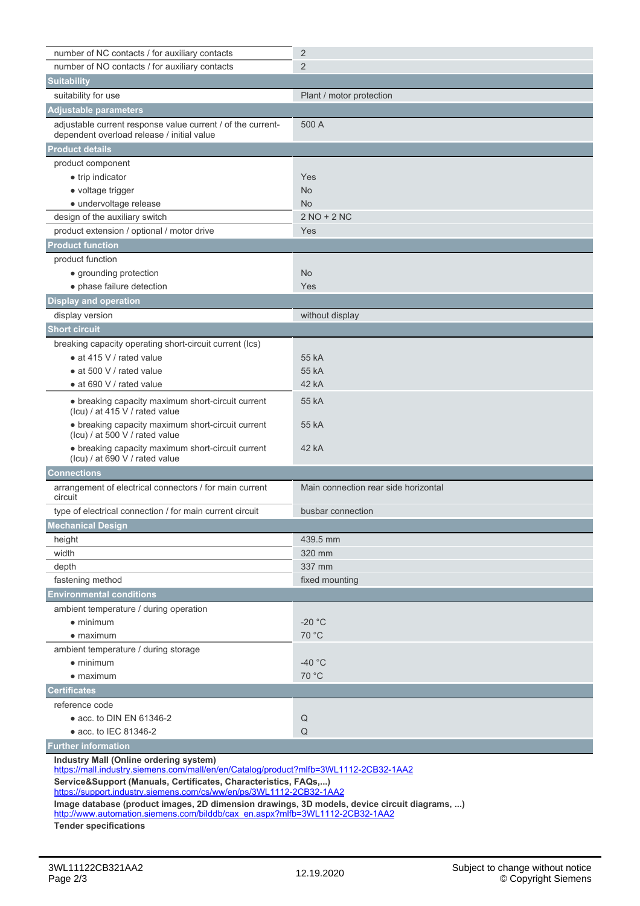| | |
|---|---|
| number of NC contacts / for auxiliary contacts | 2 |
| number of NO contacts / for auxiliary contacts | 2 |
| **Suitability** | |
| suitability for use | Plant / motor protection |
| **Adjustable parameters** | |
| adjustable current response value current / of the current-dependent overload release / initial value | 500 A |
| **Product details** | |
| product component | |
| • trip indicator | Yes |
| • voltage trigger | No |
| • undervoltage release | No |
| design of the auxiliary switch | 2 NO + 2 NC |
| product extension / optional / motor drive | Yes |
| **Product function** | |
| product function | |
| • grounding protection | No |
| • phase failure detection | Yes |
| **Display and operation** | |
| display version | without display |
| **Short circuit** | |
| breaking capacity operating short-circuit current (Ics) | |
| • at 415 V / rated value | 55 kA |
| • at 500 V / rated value | 55 kA |
| • at 690 V / rated value | 42 kA |
| • breaking capacity maximum short-circuit current (Icu) / at 415 V / rated value | 55 kA |
| • breaking capacity maximum short-circuit current (Icu) / at 500 V / rated value | 55 kA |
| • breaking capacity maximum short-circuit current (Icu) / at 690 V / rated value | 42 kA |
| **Connections** | |
| arrangement of electrical connectors / for main current circuit | Main connection rear side horizontal |
| type of electrical connection / for main current circuit | busbar connection |
| **Mechanical Design** | |
| height | 439.5 mm |
| width | 320 mm |
| depth | 337 mm |
| fastening method | fixed mounting |
| **Environmental conditions** | |
| ambient temperature / during operation | |
| • minimum | -20 °C |
| • maximum | 70 °C |
| ambient temperature / during storage | |
| • minimum | -40 °C |
| • maximum | 70 °C |
| **Certificates** | |
| reference code | |
| • acc. to DIN EN 61346-2 | Q |
| • acc. to IEC 81346-2 | Q |

**Further information**

**Industry Mall (Online ordering system)**
https://mall.industry.siemens.com/mall/en/en/Catalog/product?mlfb=3WL1112-2CB32-1AA2

**Service&Support (Manuals, Certificates, Characteristics, FAQs,...)**
https://support.industry.siemens.com/cs/ww/en/ps/3WL1112-2CB32-1AA2

**Image database (product images, 2D dimension drawings, 3D models, device circuit diagrams, ...)**
http://www.automation.siemens.com/bilddb/cax_en.aspx?mlfb=3WL1112-2CB32-1AA2

**Tender specifications**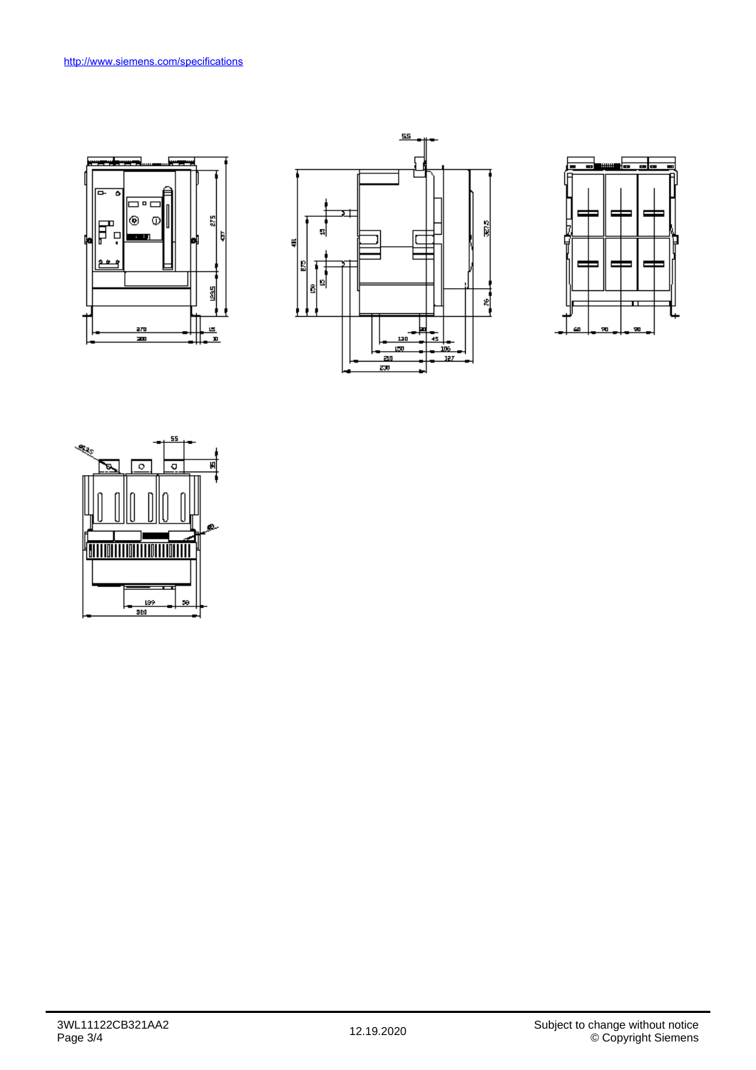http://www.siemens.com/specifications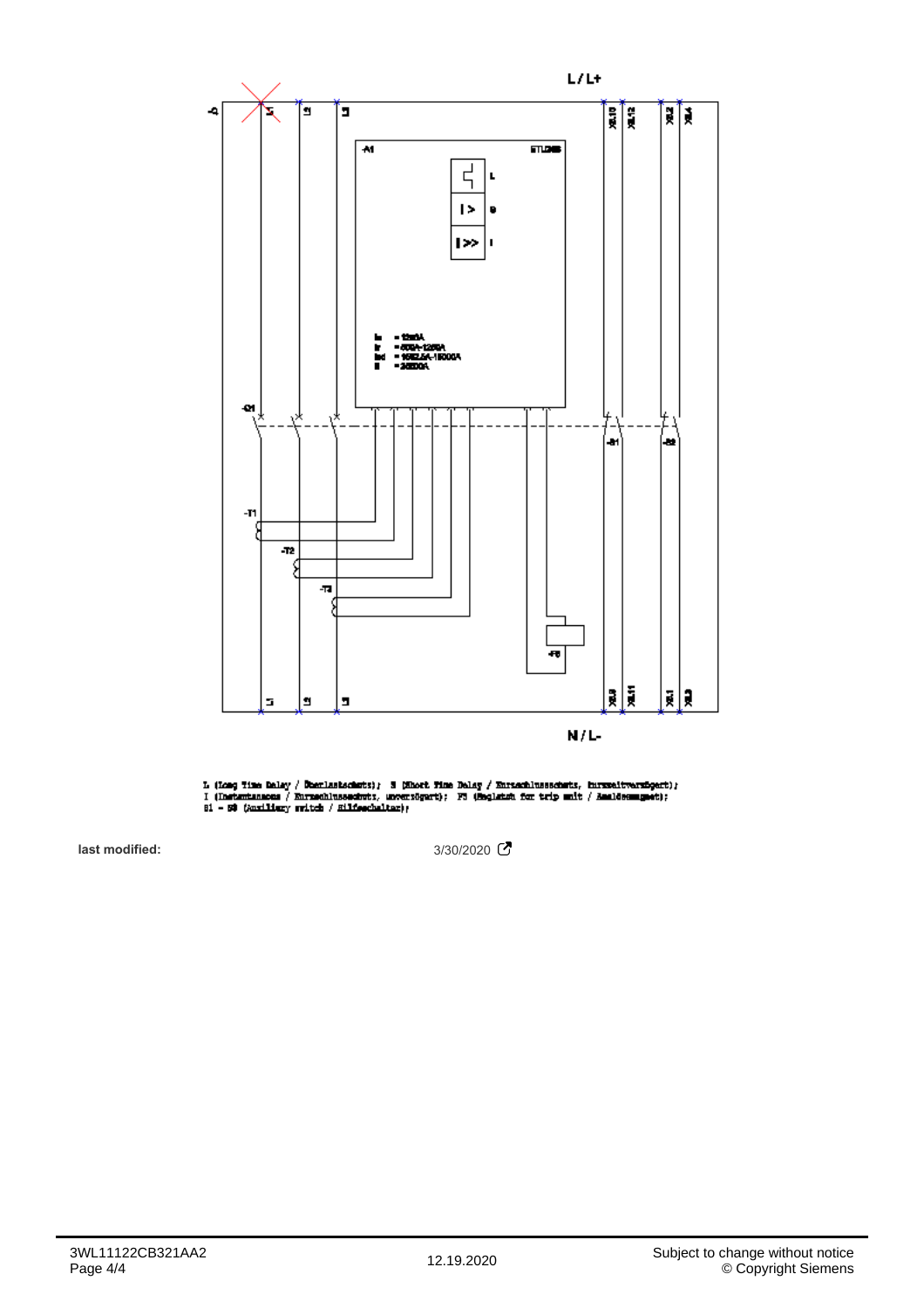L/L+

N/L-

-Q1

-A1

ETU

L

S

I

-T1

-T2

-T3

-F5

-S1

-S2

X8.10

X8.12

X8.2

X8.4

X8.9

X8.11

X8.1

X8.3

Ir = 800A-1250A

Isd

Ii

L (Long Time Delay / Überlastschutz); S (Short Time Delay / Kurzschlussschutz, kurzzeitverzögert);
I (Instantaneous / Kurzschlussschutz, unverzögert); F5 (Reglatch for trip unit / Auslösemagnet);
S1 - S8 (Auxiliary switch / Hilfsschalter);

**last modified:** 3/30/2020